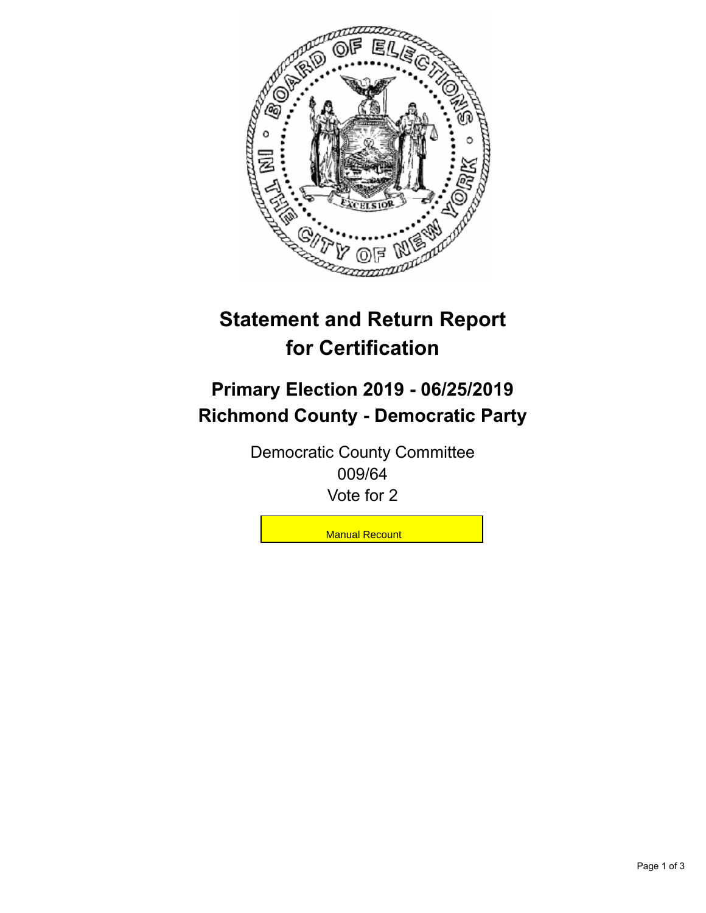# Statement and Return Report for Certification

## Primary Election 2019 - 06/25/2019
## Richmond County - Democratic Party

Democratic County Committee
009/64
Vote for 2

Manual Recount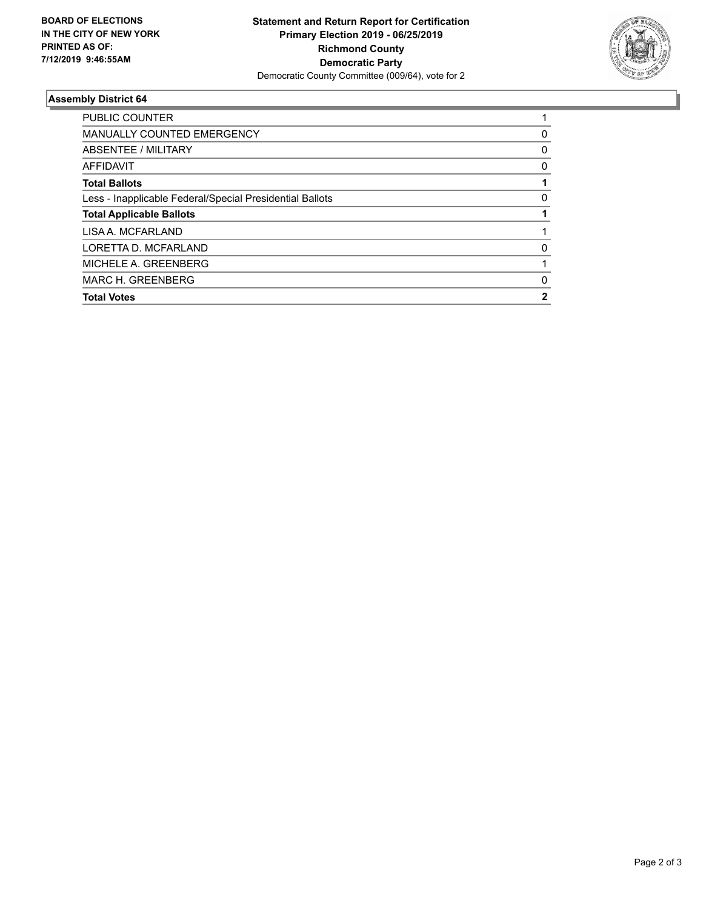**BOARD OF ELECTIONS IN THE CITY OF NEW YORK PRINTED AS OF: 7/12/2019 9:46:55AM**

**Statement and Return Report for Certification**
**Primary Election 2019 - 06/25/2019**
**Richmond County**
**Democratic Party**
Democratic County Committee (009/64), vote for 2

## Assembly District 64

| | |
|---|---|
| PUBLIC COUNTER | 1 |
| MANUALLY COUNTED EMERGENCY | 0 |
| ABSENTEE / MILITARY | 0 |
| AFFIDAVIT | 0 |
| **Total Ballots** | **1** |
| Less - Inapplicable Federal/Special Presidential Ballots | 0 |
| **Total Applicable Ballots** | **1** |
| LISA A. MCFARLAND | 1 |
| LORETTA D. MCFARLAND | 0 |
| MICHELE A. GREENBERG | 1 |
| MARC H. GREENBERG | 0 |
| **Total Votes** | **2** |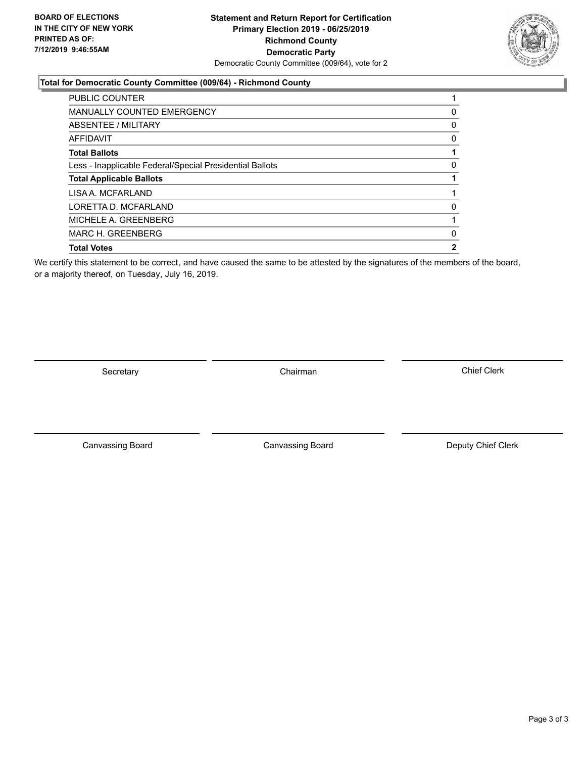**BOARD OF ELECTIONS IN THE CITY OF NEW YORK PRINTED AS OF: 7/12/2019 9:46:55AM**

**Statement and Return Report for Certification**
**Primary Election 2019 - 06/25/2019**
**Richmond County**
**Democratic Party**
Democratic County Committee (009/64), vote for 2

### Total for Democratic County Committee (009/64) - Richmond County

| | |
|---|---|
| PUBLIC COUNTER | 1 |
| MANUALLY COUNTED EMERGENCY | 0 |
| ABSENTEE / MILITARY | 0 |
| AFFIDAVIT | 0 |
| **Total Ballots** | **1** |
| Less - Inapplicable Federal/Special Presidential Ballots | 0 |
| **Total Applicable Ballots** | **1** |
| LISA A. MCFARLAND | 1 |
| LORETTA D. MCFARLAND | 0 |
| MICHELE A. GREENBERG | 1 |
| MARC H. GREENBERG | 0 |
| **Total Votes** | **2** |

We certify this statement to be correct, and have caused the same to be attested by the signatures of the members of the board, or a majority thereof, on Tuesday, July 16, 2019.

Secretary

Chairman

Chief Clerk

Canvassing Board

Canvassing Board

Deputy Chief Clerk